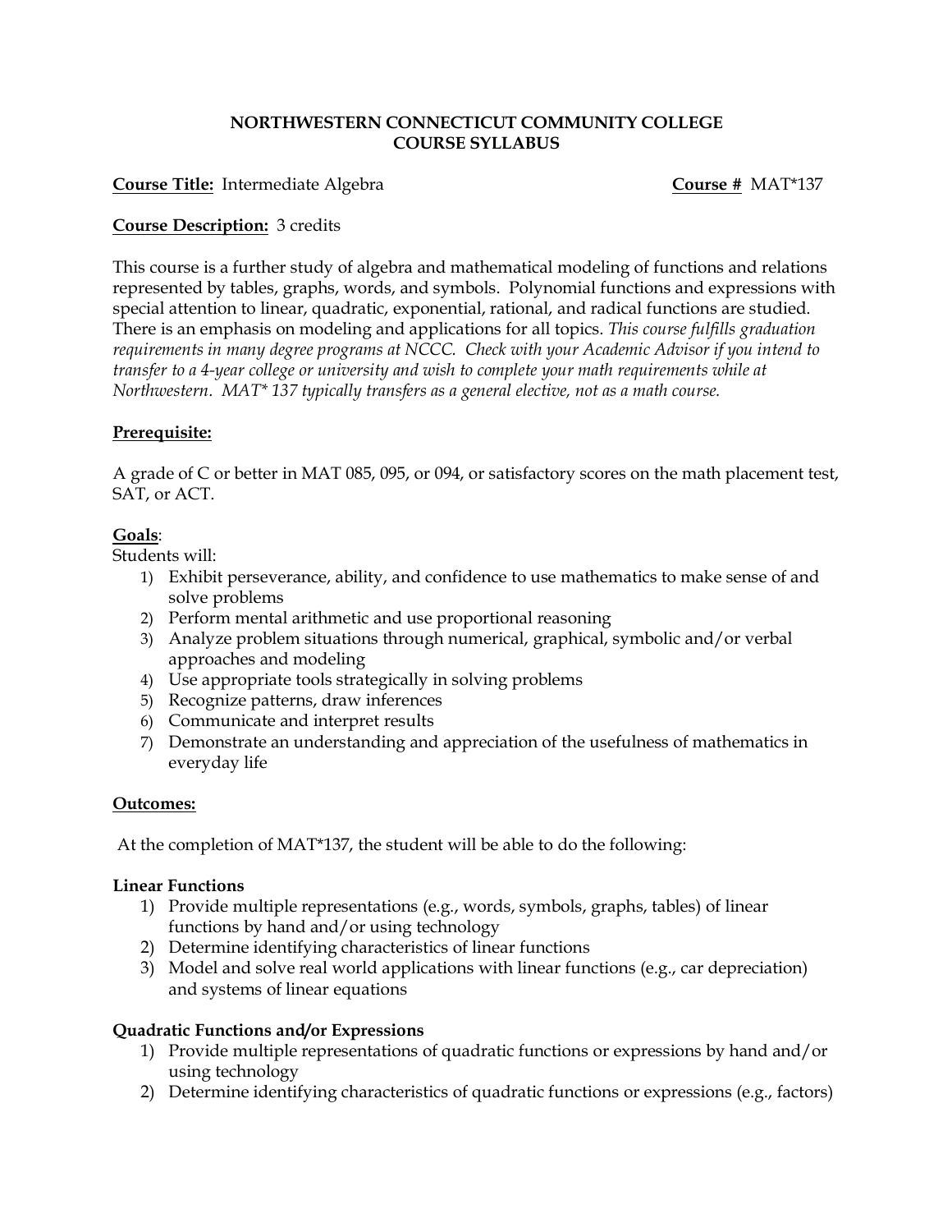# NORTHWESTERN CONNECTICUT COMMUNITY COLLEGE
## COURSE SYLLABUS

**Course Title:** Intermediate Algebra **Course #** MAT*137

**Course Description:** 3 credits

This course is a further study of algebra and mathematical modeling of functions and relations represented by tables, graphs, words, and symbols. Polynomial functions and expressions with special attention to linear, quadratic, exponential, rational, and radical functions are studied. There is an emphasis on modeling and applications for all topics. *This course fulfills graduation requirements in many degree programs at NCCC. Check with your Academic Advisor if you intend to transfer to a 4-year college or university and wish to complete your math requirements while at Northwestern. MAT* 137 typically transfers as a general elective, not as a math course.*

**Prerequisite:**

A grade of C or better in MAT 085, 095, or 094, or satisfactory scores on the math placement test, SAT, or ACT.

**Goals**:

Students will:

1) Exhibit perseverance, ability, and confidence to use mathematics to make sense of and solve problems
2) Perform mental arithmetic and use proportional reasoning
3) Analyze problem situations through numerical, graphical, symbolic and/or verbal approaches and modeling
4) Use appropriate tools strategically in solving problems
5) Recognize patterns, draw inferences
6) Communicate and interpret results
7) Demonstrate an understanding and appreciation of the usefulness of mathematics in everyday life

**Outcomes:**

At the completion of MAT*137, the student will be able to do the following:

**Linear Functions**

1) Provide multiple representations (e.g., words, symbols, graphs, tables) of linear functions by hand and/or using technology
2) Determine identifying characteristics of linear functions
3) Model and solve real world applications with linear functions (e.g., car depreciation) and systems of linear equations

**Quadratic Functions and/or Expressions**

1) Provide multiple representations of quadratic functions or expressions by hand and/or using technology
2) Determine identifying characteristics of quadratic functions or expressions (e.g., factors)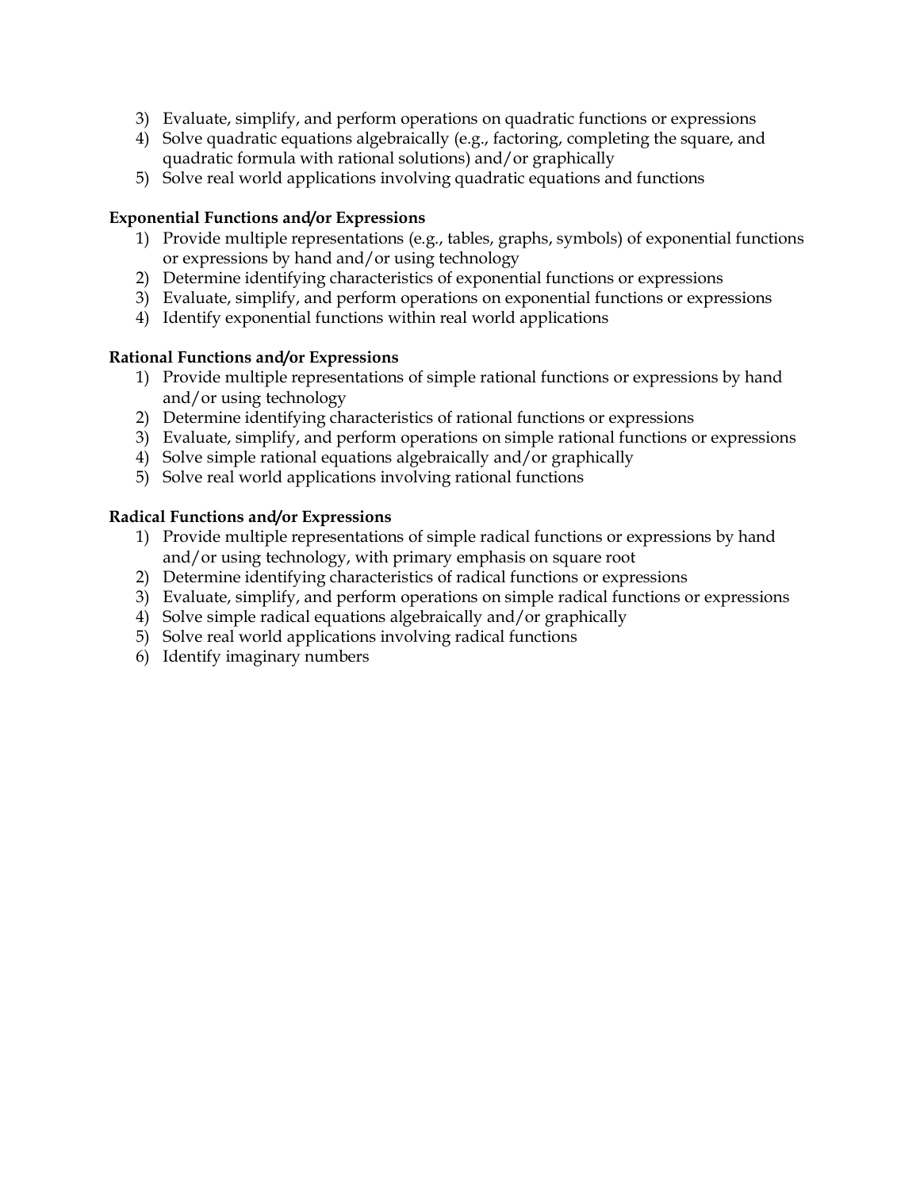3) Evaluate, simplify, and perform operations on quadratic functions or expressions
4) Solve quadratic equations algebraically (e.g., factoring, completing the square, and quadratic formula with rational solutions) and/or graphically
5) Solve real world applications involving quadratic equations and functions

**Exponential Functions and/or Expressions**

1) Provide multiple representations (e.g., tables, graphs, symbols) of exponential functions or expressions by hand and/or using technology
2) Determine identifying characteristics of exponential functions or expressions
3) Evaluate, simplify, and perform operations on exponential functions or expressions
4) Identify exponential functions within real world applications

**Rational Functions and/or Expressions**

1) Provide multiple representations of simple rational functions or expressions by hand and/or using technology
2) Determine identifying characteristics of rational functions or expressions
3) Evaluate, simplify, and perform operations on simple rational functions or expressions
4) Solve simple rational equations algebraically and/or graphically
5) Solve real world applications involving rational functions

**Radical Functions and/or Expressions**

1) Provide multiple representations of simple radical functions or expressions by hand and/or using technology, with primary emphasis on square root
2) Determine identifying characteristics of radical functions or expressions
3) Evaluate, simplify, and perform operations on simple radical functions or expressions
4) Solve simple radical equations algebraically and/or graphically
5) Solve real world applications involving radical functions
6) Identify imaginary numbers